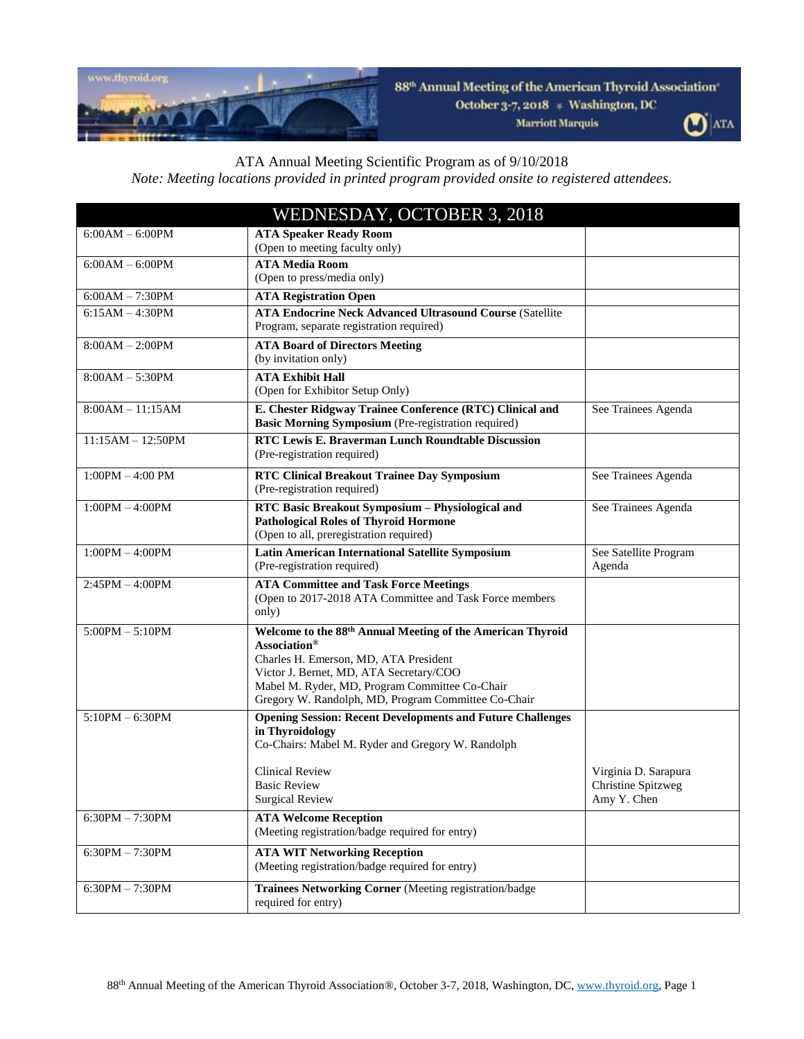88th Annual Meeting of the American Thyroid Association®
October 3-7, 2018 ✶ Washington, DC
Marriott Marquis

ATA Annual Meeting Scientific Program as of 9/10/2018

*Note: Meeting locations provided in printed program provided onsite to registered attendees.*

| WEDNESDAY, OCTOBER 3, 2018 | | |
|---|---|---|
| 6:00AM – 6:00PM | **ATA Speaker Ready Room** (Open to meeting faculty only) | |
| 6:00AM – 6:00PM | **ATA Media Room** (Open to press/media only) | |
| 6:00AM – 7:30PM | **ATA Registration Open** | |
| 6:15AM – 4:30PM | **ATA Endocrine Neck Advanced Ultrasound Course** (Satellite Program, separate registration required) | |
| 8:00AM – 2:00PM | **ATA Board of Directors Meeting** (by invitation only) | |
| 8:00AM – 5:30PM | **ATA Exhibit Hall** (Open for Exhibitor Setup Only) | |
| 8:00AM – 11:15AM | **E. Chester Ridgway Trainee Conference (RTC) Clinical and Basic Morning Symposium** (Pre-registration required) | See Trainees Agenda |
| 11:15AM – 12:50PM | **RTC Lewis E. Braverman Lunch Roundtable Discussion** (Pre-registration required) | |
| 1:00PM – 4:00 PM | **RTC Clinical Breakout Trainee Day Symposium** (Pre-registration required) | See Trainees Agenda |
| 1:00PM – 4:00PM | **RTC Basic Breakout Symposium – Physiological and Pathological Roles of Thyroid Hormone** (Open to all, preregistration required) | See Trainees Agenda |
| 1:00PM – 4:00PM | **Latin American International Satellite Symposium** (Pre-registration required) | See Satellite Program Agenda |
| 2:45PM – 4:00PM | **ATA Committee and Task Force Meetings** (Open to 2017-2018 ATA Committee and Task Force members only) | |
| 5:00PM – 5:10PM | **Welcome to the 88th Annual Meeting of the American Thyroid Association®**<br>Charles H. Emerson, MD, ATA President<br>Victor J. Bernet, MD, ATA Secretary/COO<br>Mabel M. Ryder, MD, Program Committee Co-Chair<br>Gregory W. Randolph, MD, Program Committee Co-Chair | |
| 5:10PM – 6:30PM | **Opening Session: Recent Developments and Future Challenges in Thyroidology**<br>Co-Chairs: Mabel M. Ryder and Gregory W. Randolph<br><br>Clinical Review<br>Basic Review<br>Surgical Review | <br><br><br><br>Virginia D. Sarapura<br>Christine Spitzweg<br>Amy Y. Chen |
| 6:30PM – 7:30PM | **ATA Welcome Reception** (Meeting registration/badge required for entry) | |
| 6:30PM – 7:30PM | **ATA WIT Networking Reception** (Meeting registration/badge required for entry) | |
| 6:30PM – 7:30PM | **Trainees Networking Corner** (Meeting registration/badge required for entry) | |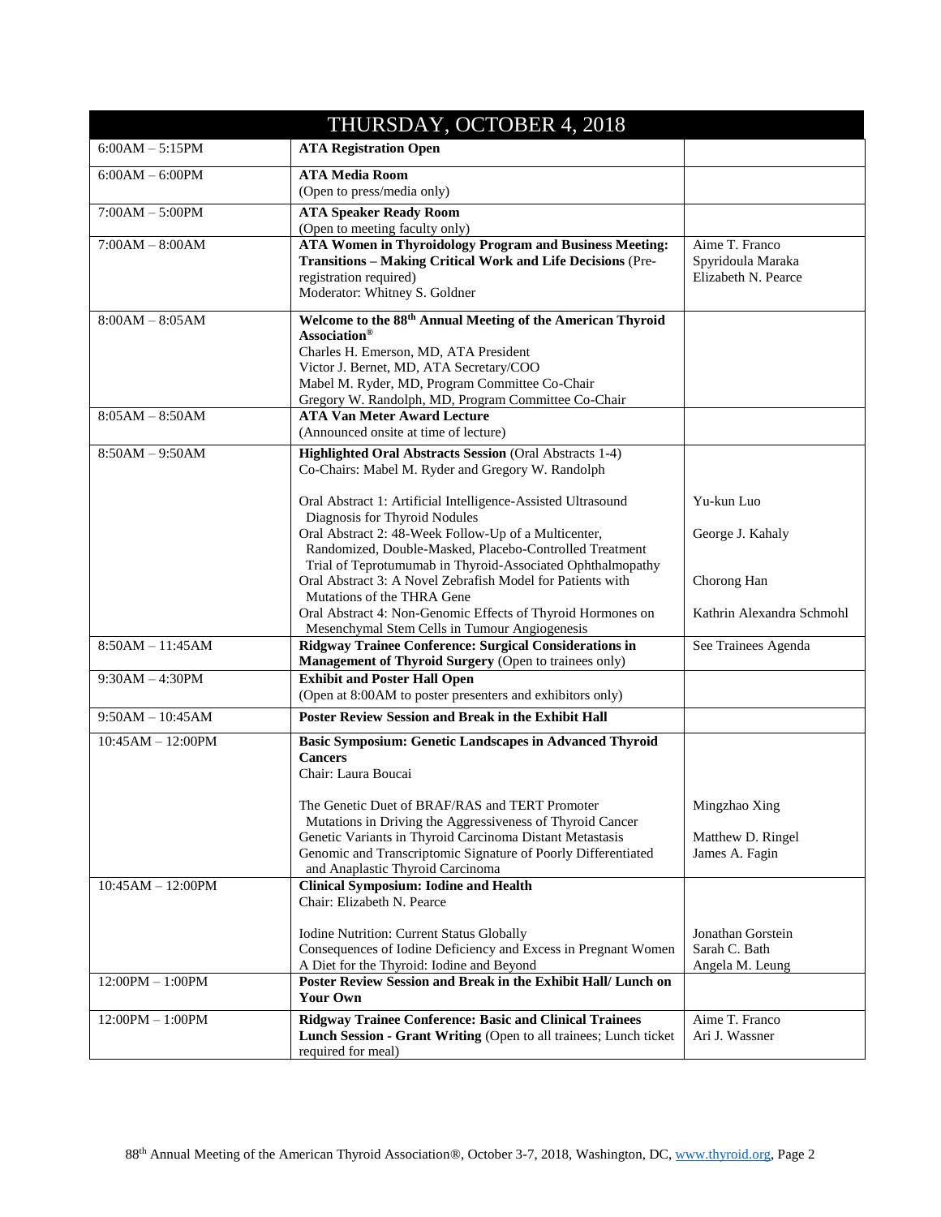## THURSDAY, OCTOBER 4, 2018

| Time | Session | Speaker |
|---|---|---|
| 6:00AM – 5:15PM | **ATA Registration Open** | |
| 6:00AM – 6:00PM | **ATA Media Room**<br>(Open to press/media only) | |
| 7:00AM – 5:00PM | **ATA Speaker Ready Room**<br>(Open to meeting faculty only) | |
| 7:00AM – 8:00AM | **ATA Women in Thyroidology Program and Business Meeting: Transitions – Making Critical Work and Life Decisions** (Pre-registration required)<br>Moderator: Whitney S. Goldner | Aime T. Franco<br>Spyridoula Maraka<br>Elizabeth N. Pearce |
| 8:00AM – 8:05AM | **Welcome to the 88th Annual Meeting of the American Thyroid Association®**<br>Charles H. Emerson, MD, ATA President<br>Victor J. Bernet, MD, ATA Secretary/COO<br>Mabel M. Ryder, MD, Program Committee Co-Chair<br>Gregory W. Randolph, MD, Program Committee Co-Chair | |
| 8:05AM – 8:50AM | **ATA Van Meter Award Lecture**<br>(Announced onsite at time of lecture) | |
| 8:50AM – 9:50AM | **Highlighted Oral Abstracts Session** (Oral Abstracts 1-4)<br>Co-Chairs: Mabel M. Ryder and Gregory W. Randolph<br><br>Oral Abstract 1: Artificial Intelligence-Assisted Ultrasound Diagnosis for Thyroid Nodules<br>Oral Abstract 2: 48-Week Follow-Up of a Multicenter, Randomized, Double-Masked, Placebo-Controlled Treatment Trial of Teprotumumab in Thyroid-Associated Ophthalmopathy<br>Oral Abstract 3: A Novel Zebrafish Model for Patients with Mutations of the THRA Gene<br>Oral Abstract 4: Non-Genomic Effects of Thyroid Hormones on Mesenchymal Stem Cells in Tumour Angiogenesis | <br><br><br>Yu-kun Luo<br><br>George J. Kahaly<br><br><br>Chorong Han<br><br>Kathrin Alexandra Schmohl |
| 8:50AM – 11:45AM | **Ridgway Trainee Conference: Surgical Considerations in Management of Thyroid Surgery** (Open to trainees only) | See Trainees Agenda |
| 9:30AM – 4:30PM | **Exhibit and Poster Hall Open**<br>(Open at 8:00AM to poster presenters and exhibitors only) | |
| 9:50AM – 10:45AM | **Poster Review Session and Break in the Exhibit Hall** | |
| 10:45AM – 12:00PM | **Basic Symposium: Genetic Landscapes in Advanced Thyroid Cancers**<br>Chair: Laura Boucai<br><br>The Genetic Duet of BRAF/RAS and TERT Promoter Mutations in Driving the Aggressiveness of Thyroid Cancer<br>Genetic Variants in Thyroid Carcinoma Distant Metastasis<br>Genomic and Transcriptomic Signature of Poorly Differentiated and Anaplastic Thyroid Carcinoma | <br><br><br><br>Mingzhao Xing<br><br>Matthew D. Ringel<br>James A. Fagin |
| 10:45AM – 12:00PM | **Clinical Symposium: Iodine and Health**<br>Chair: Elizabeth N. Pearce<br><br>Iodine Nutrition: Current Status Globally<br>Consequences of Iodine Deficiency and Excess in Pregnant Women<br>A Diet for the Thyroid: Iodine and Beyond | <br><br><br>Jonathan Gorstein<br>Sarah C. Bath<br>Angela M. Leung |
| 12:00PM – 1:00PM | **Poster Review Session and Break in the Exhibit Hall/ Lunch on Your Own** | |
| 12:00PM – 1:00PM | **Ridgway Trainee Conference: Basic and Clinical Trainees Lunch Session - Grant Writing** (Open to all trainees; Lunch ticket required for meal) | Aime T. Franco<br>Ari J. Wassner |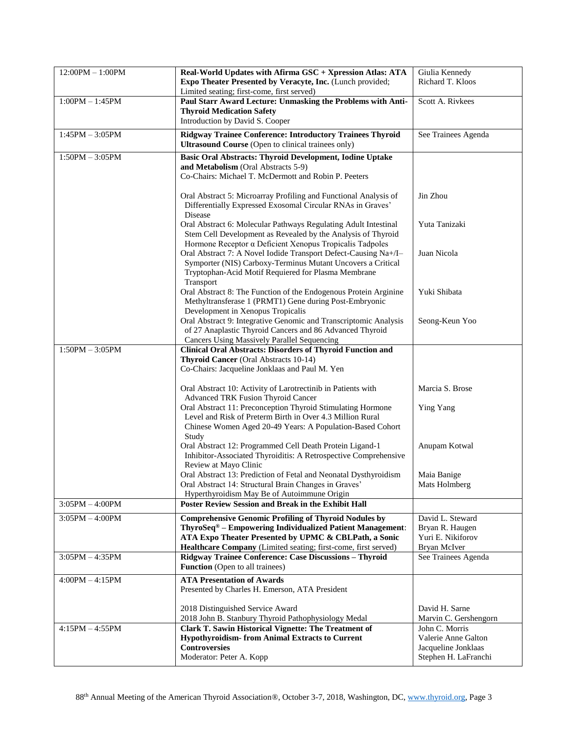| | | |
|---|---|---|
| 12:00PM – 1:00PM | **Real-World Updates with Afirma GSC + Xpression Atlas: ATA Expo Theater Presented by Veracyte, Inc.** (Lunch provided; Limited seating; first-come, first served) | Giulia Kennedy<br>Richard T. Kloos |
| 1:00PM – 1:45PM | **Paul Starr Award Lecture: Unmasking the Problems with Anti-Thyroid Medication Safety**<br>Introduction by David S. Cooper | Scott A. Rivkees |
| 1:45PM – 3:05PM | **Ridgway Trainee Conference: Introductory Trainees Thyroid Ultrasound Course** (Open to clinical trainees only) | See Trainees Agenda |
| 1:50PM – 3:05PM | **Basic Oral Abstracts: Thyroid Development, Iodine Uptake and Metabolism** (Oral Abstracts 5-9)<br>Co-Chairs: Michael T. McDermott and Robin P. Peeters | |
| | Oral Abstract 5: Microarray Profiling and Functional Analysis of Differentially Expressed Exosomal Circular RNAs in Graves' Disease | Jin Zhou |
| | Oral Abstract 6: Molecular Pathways Regulating Adult Intestinal Stem Cell Development as Revealed by the Analysis of Thyroid Hormone Receptor α Deficient Xenopus Tropicalis Tadpoles | Yuta Tanizaki |
| | Oral Abstract 7: A Novel Iodide Transport Defect-Causing Na+/I– Symporter (NIS) Carboxy-Terminus Mutant Uncovers a Critical Tryptophan-Acid Motif Requiered for Plasma Membrane Transport | Juan Nicola |
| | Oral Abstract 8: The Function of the Endogenous Protein Arginine Methyltransferase 1 (PRMT1) Gene during Post-Embryonic Development in Xenopus Tropicalis | Yuki Shibata |
| | Oral Abstract 9: Integrative Genomic and Transcriptomic Analysis of 27 Anaplastic Thyroid Cancers and 86 Advanced Thyroid Cancers Using Massively Parallel Sequencing | Seong-Keun Yoo |
| 1:50PM – 3:05PM | **Clinical Oral Abstracts: Disorders of Thyroid Function and Thyroid Cancer** (Oral Abstracts 10-14)<br>Co-Chairs: Jacqueline Jonklaas and Paul M. Yen | |
| | Oral Abstract 10: Activity of Larotrectinib in Patients with Advanced TRK Fusion Thyroid Cancer | Marcia S. Brose |
| | Oral Abstract 11: Preconception Thyroid Stimulating Hormone Level and Risk of Preterm Birth in Over 4.3 Million Rural Chinese Women Aged 20-49 Years: A Population-Based Cohort Study | Ying Yang |
| | Oral Abstract 12: Programmed Cell Death Protein Ligand-1 Inhibitor-Associated Thyroiditis: A Retrospective Comprehensive Review at Mayo Clinic | Anupam Kotwal |
| | Oral Abstract 13: Prediction of Fetal and Neonatal Dysthyroidism | Maia Banige |
| | Oral Abstract 14: Structural Brain Changes in Graves' Hyperthyroidism May Be of Autoimmune Origin | Mats Holmberg |
| 3:05PM – 4:00PM | **Poster Review Session and Break in the Exhibit Hall** | |
| 3:05PM – 4:00PM | **Comprehensive Genomic Profiling of Thyroid Nodules by ThyroSeq® – Empowering Individualized Patient Management: ATA Expo Theater Presented by UPMC & CBLPath, a Sonic Healthcare Company** (Limited seating; first-come, first served) | David L. Steward<br>Bryan R. Haugen<br>Yuri E. Nikiforov<br>Bryan McIver |
| 3:05PM – 4:35PM | **Ridgway Trainee Conference: Case Discussions – Thyroid Function** (Open to all trainees) | See Trainees Agenda |
| 4:00PM – 4:15PM | **ATA Presentation of Awards**<br>Presented by Charles H. Emerson, ATA President | |
| | 2018 Distinguished Service Award | David H. Sarne |
| | 2018 John B. Stanbury Thyroid Pathophysiology Medal | Marvin C. Gershengorn |
| 4:15PM – 4:55PM | **Clark T. Sawin Historical Vignette: The Treatment of Hypothyroidism- from Animal Extracts to Current Controversies**<br>Moderator: Peter A. Kopp | John C. Morris<br>Valerie Anne Galton<br>Jacqueline Jonklaas<br>Stephen H. LaFranchi |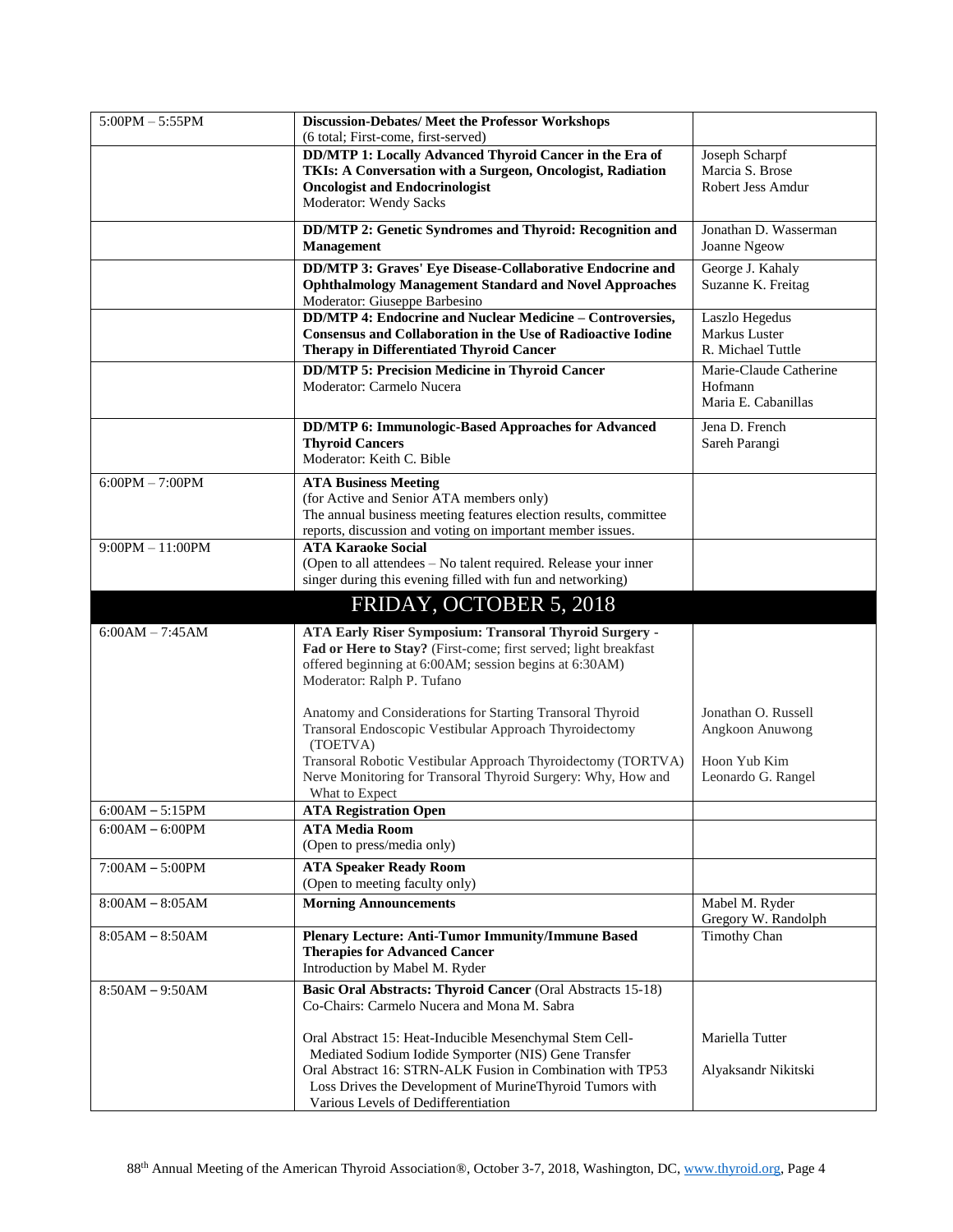| | | |
|---|---|---|
| 5:00PM – 5:55PM | **Discussion-Debates/ Meet the Professor Workshops**<br>(6 total; First-come, first-served) | |
| | **DD/MTP 1: Locally Advanced Thyroid Cancer in the Era of TKIs: A Conversation with a Surgeon, Oncologist, Radiation Oncologist and Endocrinologist**<br>Moderator: Wendy Sacks | Joseph Scharpf<br>Marcia S. Brose<br>Robert Jess Amdur |
| | **DD/MTP 2: Genetic Syndromes and Thyroid: Recognition and Management** | Jonathan D. Wasserman<br>Joanne Ngeow |
| | **DD/MTP 3: Graves' Eye Disease-Collaborative Endocrine and Ophthalmology Management Standard and Novel Approaches**<br>Moderator: Giuseppe Barbesino | George J. Kahaly<br>Suzanne K. Freitag |
| | **DD/MTP 4: Endocrine and Nuclear Medicine – Controversies, Consensus and Collaboration in the Use of Radioactive Iodine Therapy in Differentiated Thyroid Cancer** | Laszlo Hegedus<br>Markus Luster<br>R. Michael Tuttle |
| | **DD/MTP 5: Precision Medicine in Thyroid Cancer**<br>Moderator: Carmelo Nucera | Marie-Claude Catherine Hofmann<br>Maria E. Cabanillas |
| | **DD/MTP 6: Immunologic-Based Approaches for Advanced Thyroid Cancers**<br>Moderator: Keith C. Bible | Jena D. French<br>Sareh Parangi |
| 6:00PM – 7:00PM | **ATA Business Meeting**<br>(for Active and Senior ATA members only)<br>The annual business meeting features election results, committee reports, discussion and voting on important member issues. | |
| 9:00PM – 11:00PM | **ATA Karaoke Social**<br>(Open to all attendees – No talent required. Release your inner singer during this evening filled with fun and networking) | |
| | **FRIDAY, OCTOBER 5, 2018** | |
| 6:00AM – 7:45AM | **ATA Early Riser Symposium: Transoral Thyroid Surgery - Fad or Here to Stay?** (First-come; first served; light breakfast offered beginning at 6:00AM; session begins at 6:30AM)<br>Moderator: Ralph P. Tufano<br><br>Anatomy and Considerations for Starting Transoral Thyroid<br>Transoral Endoscopic Vestibular Approach Thyroidectomy (TOETVA)<br>Transoral Robotic Vestibular Approach Thyroidectomy (TORTVA)<br>Nerve Monitoring for Transoral Thyroid Surgery: Why, How and What to Expect | <br><br><br><br><br>Jonathan O. Russell<br>Angkoon Anuwong<br><br>Hoon Yub Kim<br>Leonardo G. Rangel |
| 6:00AM – 5:15PM | **ATA Registration Open** | |
| 6:00AM – 6:00PM | **ATA Media Room**<br>(Open to press/media only) | |
| 7:00AM – 5:00PM | **ATA Speaker Ready Room**<br>(Open to meeting faculty only) | |
| 8:00AM – 8:05AM | **Morning Announcements** | Mabel M. Ryder<br>Gregory W. Randolph |
| 8:05AM – 8:50AM | **Plenary Lecture: Anti-Tumor Immunity/Immune Based Therapies for Advanced Cancer**<br>Introduction by Mabel M. Ryder | Timothy Chan |
| 8:50AM – 9:50AM | **Basic Oral Abstracts: Thyroid Cancer** (Oral Abstracts 15-18)<br>Co-Chairs: Carmelo Nucera and Mona M. Sabra<br><br>Oral Abstract 15: Heat-Inducible Mesenchymal Stem Cell-Mediated Sodium Iodide Symporter (NIS) Gene Transfer<br>Oral Abstract 16: STRN-ALK Fusion in Combination with TP53 Loss Drives the Development of MurineThyroid Tumors with Various Levels of Dedifferentiation | <br><br><br>Mariella Tutter<br><br>Alyaksandr Nikitski |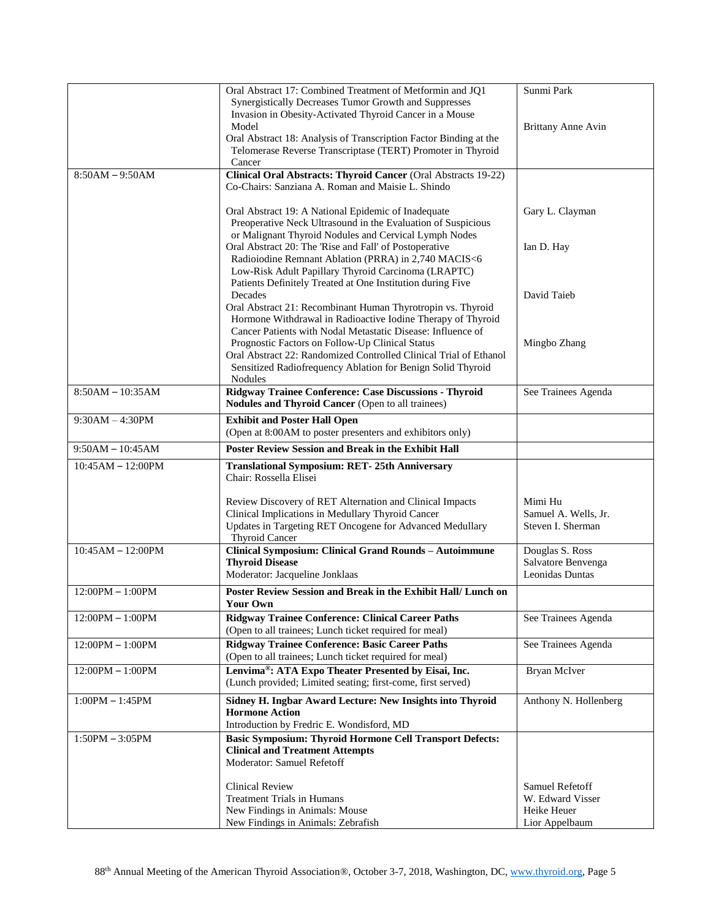| | | |
|---|---|---|
| | Oral Abstract 17: Combined Treatment of Metformin and JQ1 Synergistically Decreases Tumor Growth and Suppresses Invasion in Obesity-Activated Thyroid Cancer in a Mouse Model<br>Oral Abstract 18: Analysis of Transcription Factor Binding at the Telomerase Reverse Transcriptase (TERT) Promoter in Thyroid Cancer | Sunmi Park<br><br>Brittany Anne Avin |
| 8:50AM – 9:50AM | **Clinical Oral Abstracts: Thyroid Cancer** (Oral Abstracts 19-22)<br>Co-Chairs: Sanziana A. Roman and Maisie L. Shindo<br><br>Oral Abstract 19: A National Epidemic of Inadequate Preoperative Neck Ultrasound in the Evaluation of Suspicious or Malignant Thyroid Nodules and Cervical Lymph Nodes<br>Oral Abstract 20: The 'Rise and Fall' of Postoperative Radioiodine Remnant Ablation (PRRA) in 2,740 MACIS<6 Low-Risk Adult Papillary Thyroid Carcinoma (LRAPTC) Patients Definitely Treated at One Institution during Five Decades<br>Oral Abstract 21: Recombinant Human Thyrotropin vs. Thyroid Hormone Withdrawal in Radioactive Iodine Therapy of Thyroid Cancer Patients with Nodal Metastatic Disease: Influence of Prognostic Factors on Follow-Up Clinical Status<br>Oral Abstract 22: Randomized Controlled Clinical Trial of Ethanol Sensitized Radiofrequency Ablation for Benign Solid Thyroid Nodules | <br><br><br>Gary L. Clayman<br><br>Ian D. Hay<br><br>David Taieb<br><br>Mingbo Zhang |
| 8:50AM – 10:35AM | **Ridgway Trainee Conference: Case Discussions - Thyroid Nodules and Thyroid Cancer** (Open to all trainees) | See Trainees Agenda |
| 9:30AM – 4:30PM | **Exhibit and Poster Hall Open**<br>(Open at 8:00AM to poster presenters and exhibitors only) | |
| 9:50AM – 10:45AM | **Poster Review Session and Break in the Exhibit Hall** | |
| 10:45AM – 12:00PM | **Translational Symposium: RET- 25th Anniversary**<br>Chair: Rossella Elisei<br><br>Review Discovery of RET Alternation and Clinical Impacts<br>Clinical Implications in Medullary Thyroid Cancer<br>Updates in Targeting RET Oncogene for Advanced Medullary Thyroid Cancer | <br><br><br>Mimi Hu<br>Samuel A. Wells, Jr.<br>Steven I. Sherman |
| 10:45AM – 12:00PM | **Clinical Symposium: Clinical Grand Rounds – Autoimmune Thyroid Disease**<br>Moderator: Jacqueline Jonklaas | Douglas S. Ross<br>Salvatore Benvenga<br>Leonidas Duntas |
| 12:00PM – 1:00PM | **Poster Review Session and Break in the Exhibit Hall/ Lunch on Your Own** | |
| 12:00PM – 1:00PM | **Ridgway Trainee Conference: Clinical Career Paths**<br>(Open to all trainees; Lunch ticket required for meal) | See Trainees Agenda |
| 12:00PM – 1:00PM | **Ridgway Trainee Conference: Basic Career Paths**<br>(Open to all trainees; Lunch ticket required for meal) | See Trainees Agenda |
| 12:00PM – 1:00PM | **Lenvima®: ATA Expo Theater Presented by Eisai, Inc.**<br>(Lunch provided; Limited seating; first-come, first served) | Bryan McIver |
| 1:00PM – 1:45PM | **Sidney H. Ingbar Award Lecture: New Insights into Thyroid Hormone Action**<br>Introduction by Fredric E. Wondisford, MD | Anthony N. Hollenberg |
| 1:50PM – 3:05PM | **Basic Symposium: Thyroid Hormone Cell Transport Defects: Clinical and Treatment Attempts**<br>Moderator: Samuel Refetoff<br><br>Clinical Review<br>Treatment Trials in Humans<br>New Findings in Animals: Mouse<br>New Findings in Animals: Zebrafish | <br><br><br><br>Samuel Refetoff<br>W. Edward Visser<br>Heike Heuer<br>Lior Appelbaum |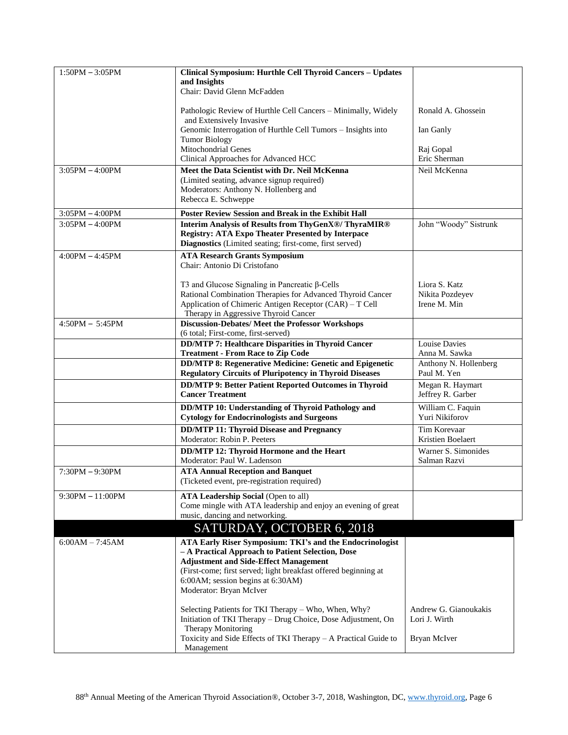| | | |
|---|---|---|
| 1:50PM – 3:05PM | **Clinical Symposium: Hurthle Cell Thyroid Cancers – Updates and Insights**<br>Chair: David Glenn McFadden | |
| | Pathologic Review of Hurthle Cell Cancers – Minimally, Widely and Extensively Invasive | Ronald A. Ghossein |
| | Genomic Interrogation of Hurthle Cell Tumors – Insights into Tumor Biology | Ian Ganly |
| | Mitochondrial Genes | Raj Gopal |
| | Clinical Approaches for Advanced HCC | Eric Sherman |
| 3:05PM – 4:00PM | **Meet the Data Scientist with Dr. Neil McKenna**<br>(Limited seating, advance signup required)<br>Moderators: Anthony N. Hollenberg and Rebecca E. Schweppe | Neil McKenna |
| 3:05PM – 4:00PM | **Poster Review Session and Break in the Exhibit Hall** | |
| 3:05PM – 4:00PM | **Interim Analysis of Results from ThyGenX®/ ThyraMIR® Registry: ATA Expo Theater Presented by Interpace Diagnostics** (Limited seating; first-come, first served) | John "Woody" Sistrunk |
| 4:00PM – 4:45PM | **ATA Research Grants Symposium**<br>Chair: Antonio Di Cristofano | |
| | T3 and Glucose Signaling in Pancreatic β-Cells | Liora S. Katz |
| | Rational Combination Therapies for Advanced Thyroid Cancer | Nikita Pozdeyev |
| | Application of Chimeric Antigen Receptor (CAR) – T Cell Therapy in Aggressive Thyroid Cancer | Irene M. Min |
| 4:50PM – 5:45PM | **Discussion-Debates/ Meet the Professor Workshops**<br>(6 total; First-come, first-served) | |
| | **DD/MTP 7: Healthcare Disparities in Thyroid Cancer Treatment - From Race to Zip Code** | Louise Davies<br>Anna M. Sawka |
| | **DD/MTP 8: Regenerative Medicine: Genetic and Epigenetic Regulatory Circuits of Pluripotency in Thyroid Diseases** | Anthony N. Hollenberg<br>Paul M. Yen |
| | **DD/MTP 9: Better Patient Reported Outcomes in Thyroid Cancer Treatment** | Megan R. Haymart<br>Jeffrey R. Garber |
| | **DD/MTP 10: Understanding of Thyroid Pathology and Cytology for Endocrinologists and Surgeons** | William C. Faquin<br>Yuri Nikiforov |
| | **DD/MTP 11: Thyroid Disease and Pregnancy**<br>Moderator: Robin P. Peeters | Tim Korevaar<br>Kristien Boelaert |
| | **DD/MTP 12: Thyroid Hormone and the Heart**<br>Moderator: Paul W. Ladenson | Warner S. Simonides<br>Salman Razvi |
| 7:30PM – 9:30PM | **ATA Annual Reception and Banquet**<br>(Ticketed event, pre-registration required) | |
| 9:30PM – 11:00PM | **ATA Leadership Social** (Open to all)<br>Come mingle with ATA leadership and enjoy an evening of great music, dancing and networking. | |

## SATURDAY, OCTOBER 6, 2018

| | | |
|---|---|---|
| 6:00AM – 7:45AM | **ATA Early Riser Symposium: TKI's and the Endocrinologist – A Practical Approach to Patient Selection, Dose Adjustment and Side-Effect Management**<br>(First-come; first served; light breakfast offered beginning at 6:00AM; session begins at 6:30AM)<br>Moderator: Bryan McIver | |
| | Selecting Patients for TKI Therapy – Who, When, Why? | Andrew G. Gianoukakis |
| | Initiation of TKI Therapy – Drug Choice, Dose Adjustment, On Therapy Monitoring | Lori J. Wirth |
| | Toxicity and Side Effects of TKI Therapy – A Practical Guide to Management | Bryan McIver |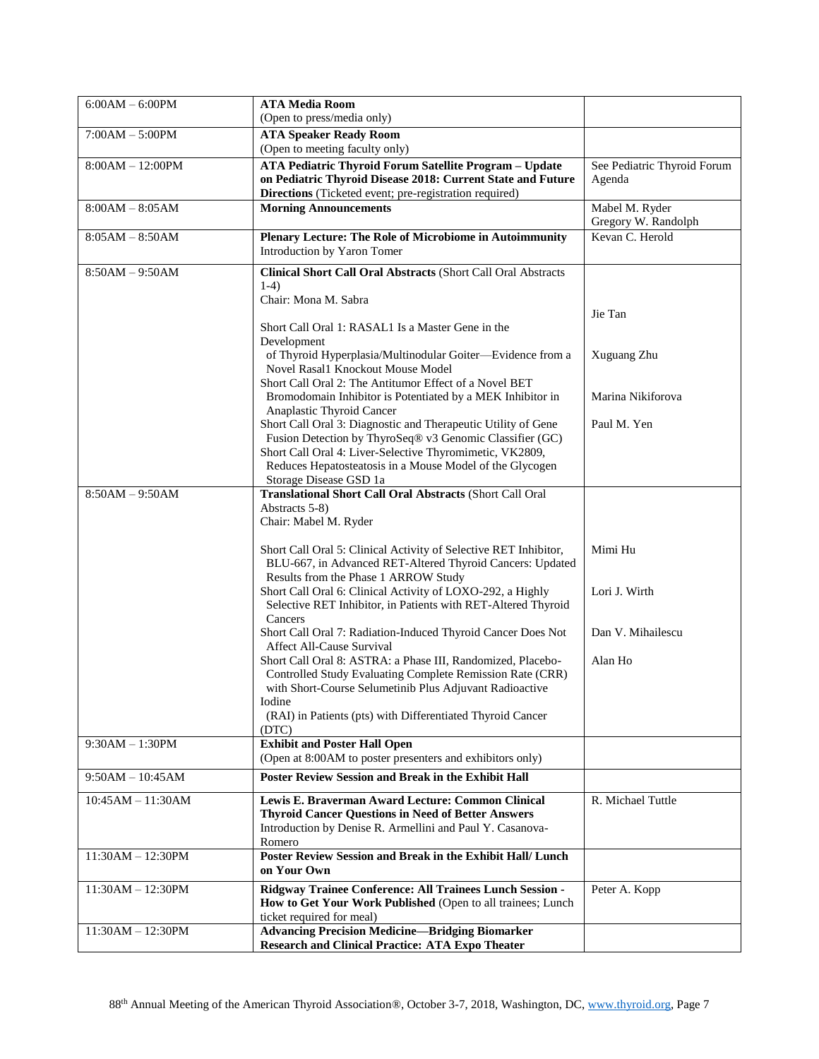| | | |
|---|---|---|
| 6:00AM – 6:00PM | **ATA Media Room**<br>(Open to press/media only) | |
| 7:00AM – 5:00PM | **ATA Speaker Ready Room**<br>(Open to meeting faculty only) | |
| 8:00AM – 12:00PM | **ATA Pediatric Thyroid Forum Satellite Program – Update on Pediatric Thyroid Disease 2018: Current State and Future Directions** (Ticketed event; pre-registration required) | See Pediatric Thyroid Forum Agenda |
| 8:00AM – 8:05AM | **Morning Announcements** | Mabel M. Ryder<br>Gregory W. Randolph |
| 8:05AM – 8:50AM | **Plenary Lecture: The Role of Microbiome in Autoimmunity**<br>Introduction by Yaron Tomer | Kevan C. Herold |
| 8:50AM – 9:50AM | **Clinical Short Call Oral Abstracts** (Short Call Oral Abstracts 1-4)<br>Chair: Mona M. Sabra<br><br>Short Call Oral 1: RASAL1 Is a Master Gene in the Development of Thyroid Hyperplasia/Multinodular Goiter—Evidence from a Novel Rasal1 Knockout Mouse Model<br>Short Call Oral 2: The Antitumor Effect of a Novel BET Bromodomain Inhibitor is Potentiated by a MEK Inhibitor in Anaplastic Thyroid Cancer<br>Short Call Oral 3: Diagnostic and Therapeutic Utility of Gene Fusion Detection by ThyroSeq® v3 Genomic Classifier (GC)<br>Short Call Oral 4: Liver-Selective Thyromimetic, VK2809, Reduces Hepatosteatosis in a Mouse Model of the Glycogen Storage Disease GSD 1a | <br><br><br>Jie Tan<br><br>Xuguang Zhu<br><br>Marina Nikiforova<br><br>Paul M. Yen |
| 8:50AM – 9:50AM | **Translational Short Call Oral Abstracts** (Short Call Oral Abstracts 5-8)<br>Chair: Mabel M. Ryder<br><br>Short Call Oral 5: Clinical Activity of Selective RET Inhibitor, BLU-667, in Advanced RET-Altered Thyroid Cancers: Updated Results from the Phase 1 ARROW Study<br>Short Call Oral 6: Clinical Activity of LOXO-292, a Highly Selective RET Inhibitor, in Patients with RET-Altered Thyroid Cancers<br>Short Call Oral 7: Radiation-Induced Thyroid Cancer Does Not Affect All-Cause Survival<br>Short Call Oral 8: ASTRA: a Phase III, Randomized, Placebo-Controlled Study Evaluating Complete Remission Rate (CRR) with Short-Course Selumetinib Plus Adjuvant Radioactive Iodine (RAI) in Patients (pts) with Differentiated Thyroid Cancer (DTC) | <br><br><br><br>Mimi Hu<br><br>Lori J. Wirth<br><br>Dan V. Mihailescu<br><br>Alan Ho |
| 9:30AM – 1:30PM | **Exhibit and Poster Hall Open**<br>(Open at 8:00AM to poster presenters and exhibitors only) | |
| 9:50AM – 10:45AM | **Poster Review Session and Break in the Exhibit Hall** | |
| 10:45AM – 11:30AM | **Lewis E. Braverman Award Lecture: Common Clinical Thyroid Cancer Questions in Need of Better Answers**<br>Introduction by Denise R. Armellini and Paul Y. Casanova-Romero | R. Michael Tuttle |
| 11:30AM – 12:30PM | **Poster Review Session and Break in the Exhibit Hall/ Lunch on Your Own** | |
| 11:30AM – 12:30PM | **Ridgway Trainee Conference: All Trainees Lunch Session - How to Get Your Work Published** (Open to all trainees; Lunch ticket required for meal) | Peter A. Kopp |
| 11:30AM – 12:30PM | **Advancing Precision Medicine—Bridging Biomarker Research and Clinical Practice: ATA Expo Theater** | |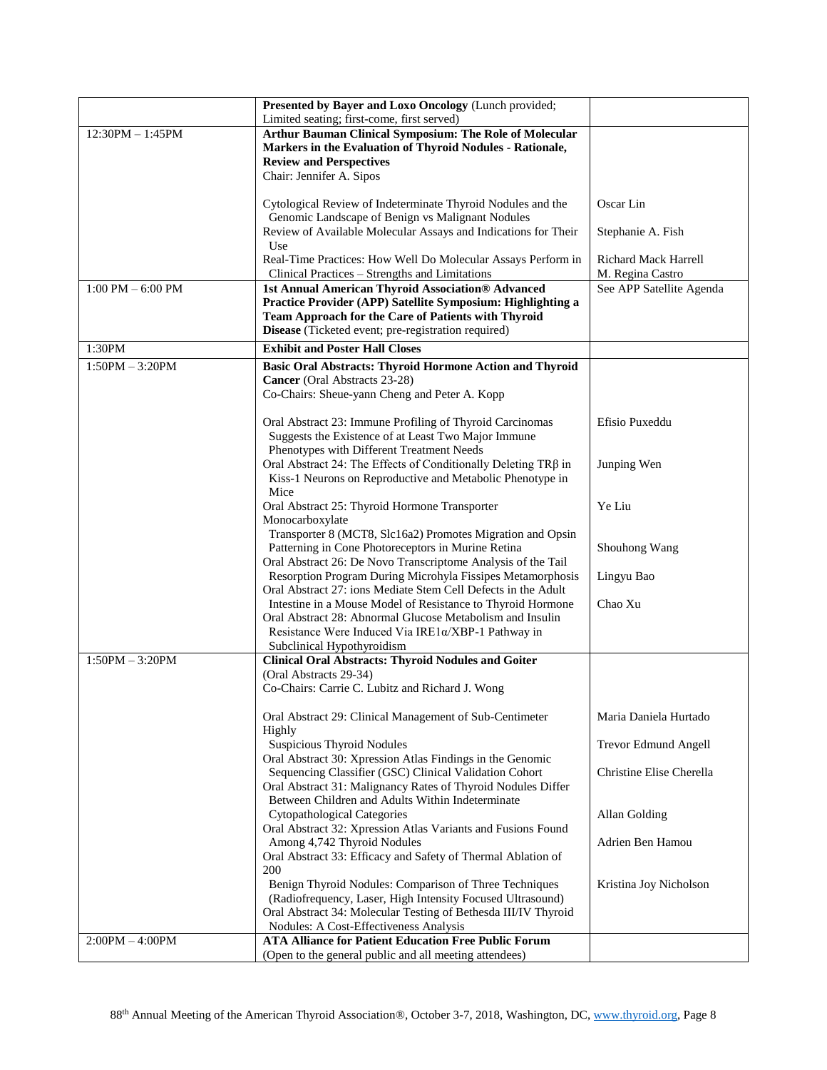| | | |
|---|---|---|
| | **Presented by Bayer and Loxo Oncology** (Lunch provided; Limited seating; first-come, first served) | |
| 12:30PM – 1:45PM | **Arthur Bauman Clinical Symposium: The Role of Molecular Markers in the Evaluation of Thyroid Nodules - Rationale, Review and Perspectives**<br>Chair: Jennifer A. Sipos<br><br>Cytological Review of Indeterminate Thyroid Nodules and the Genomic Landscape of Benign vs Malignant Nodules<br>Review of Available Molecular Assays and Indications for Their Use<br>Real-Time Practices: How Well Do Molecular Assays Perform in Clinical Practices – Strengths and Limitations | <br><br><br><br>Oscar Lin<br><br>Stephanie A. Fish<br><br>Richard Mack Harrell<br>M. Regina Castro |
| 1:00 PM – 6:00 PM | **1st Annual American Thyroid Association® Advanced Practice Provider (APP) Satellite Symposium: Highlighting a Team Approach for the Care of Patients with Thyroid Disease** (Ticketed event; pre-registration required) | See APP Satellite Agenda |
| 1:30PM | **Exhibit and Poster Hall Closes** | |
| 1:50PM – 3:20PM | **Basic Oral Abstracts: Thyroid Hormone Action and Thyroid Cancer** (Oral Abstracts 23-28)<br>Co-Chairs: Sheue-yann Cheng and Peter A. Kopp<br><br>Oral Abstract 23: Immune Profiling of Thyroid Carcinomas Suggests the Existence of at Least Two Major Immune Phenotypes with Different Treatment Needs<br>Oral Abstract 24: The Effects of Conditionally Deleting TRβ in Kiss-1 Neurons on Reproductive and Metabolic Phenotype in Mice<br>Oral Abstract 25: Thyroid Hormone Transporter Monocarboxylate Transporter 8 (MCT8, Slc16a2) Promotes Migration and Opsin Patterning in Cone Photoreceptors in Murine Retina<br>Oral Abstract 26: De Novo Transcriptome Analysis of the Tail Resorption Program During Microhyla Fissipes Metamorphosis<br>Oral Abstract 27: ions Mediate Stem Cell Defects in the Adult Intestine in a Mouse Model of Resistance to Thyroid Hormone<br>Oral Abstract 28: Abnormal Glucose Metabolism and Insulin Resistance Were Induced Via IRE1α/XBP-1 Pathway in Subclinical Hypothyroidism | <br><br><br>Efisio Puxeddu<br><br>Junping Wen<br><br>Ye Liu<br><br>Shouhong Wang<br><br>Lingyu Bao<br><br>Chao Xu |
| 1:50PM – 3:20PM | **Clinical Oral Abstracts: Thyroid Nodules and Goiter** (Oral Abstracts 29-34)<br>Co-Chairs: Carrie C. Lubitz and Richard J. Wong<br><br>Oral Abstract 29: Clinical Management of Sub-Centimeter Highly Suspicious Thyroid Nodules<br>Oral Abstract 30: Xpression Atlas Findings in the Genomic Sequencing Classifier (GSC) Clinical Validation Cohort<br>Oral Abstract 31: Malignancy Rates of Thyroid Nodules Differ Between Children and Adults Within Indeterminate Cytopathological Categories<br>Oral Abstract 32: Xpression Atlas Variants and Fusions Found Among 4,742 Thyroid Nodules<br>Oral Abstract 33: Efficacy and Safety of Thermal Ablation of 200 Benign Thyroid Nodules: Comparison of Three Techniques (Radiofrequency, Laser, High Intensity Focused Ultrasound)<br>Oral Abstract 34: Molecular Testing of Bethesda III/IV Thyroid Nodules: A Cost-Effectiveness Analysis | <br><br><br>Maria Daniela Hurtado<br><br>Trevor Edmund Angell<br><br>Christine Elise Cherella<br><br>Allan Golding<br><br>Adrien Ben Hamou<br><br>Kristina Joy Nicholson |
| 2:00PM – 4:00PM | **ATA Alliance for Patient Education Free Public Forum** (Open to the general public and all meeting attendees) | |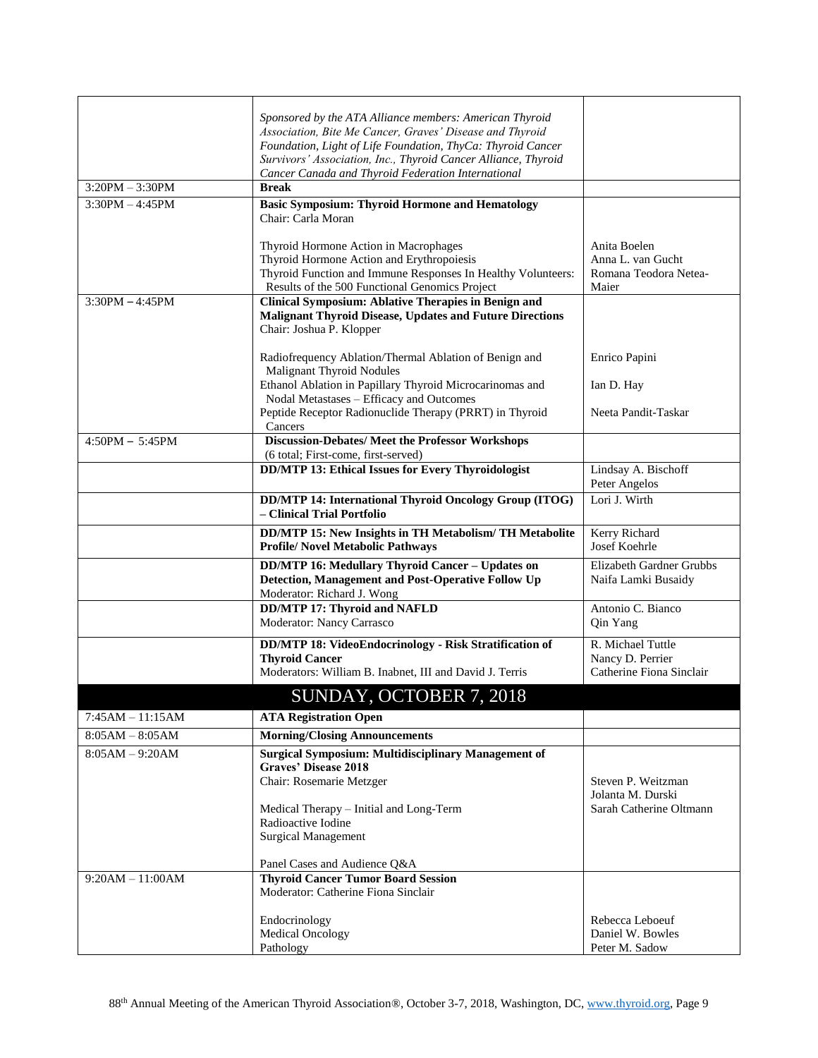| | | |
|---|---|---|
| | *Sponsored by the ATA Alliance members: American Thyroid Association, Bite Me Cancer, Graves' Disease and Thyroid Foundation, Light of Life Foundation, ThyCa: Thyroid Cancer Survivors' Association, Inc., Thyroid Cancer Alliance, Thyroid Cancer Canada and Thyroid Federation International* | |
| 3:20PM – 3:30PM | **Break** | |
| 3:30PM – 4:45PM | **Basic Symposium: Thyroid Hormone and Hematology**<br>Chair: Carla Moran<br><br>Thyroid Hormone Action in Macrophages<br>Thyroid Hormone Action and Erythropoiesis<br>Thyroid Function and Immune Responses In Healthy Volunteers: Results of the 500 Functional Genomics Project | <br><br><br>Anita Boelen<br>Anna L. van Gucht<br>Romana Teodora Netea-Maier |
| 3:30PM – 4:45PM | **Clinical Symposium: Ablative Therapies in Benign and Malignant Thyroid Disease, Updates and Future Directions**<br>Chair: Joshua P. Klopper<br><br>Radiofrequency Ablation/Thermal Ablation of Benign and Malignant Thyroid Nodules<br>Ethanol Ablation in Papillary Thyroid Microcarinomas and Nodal Metastases – Efficacy and Outcomes<br>Peptide Receptor Radionuclide Therapy (PRRT) in Thyroid Cancers | <br><br><br><br>Enrico Papini<br><br>Ian D. Hay<br><br>Neeta Pandit-Taskar |
| 4:50PM – 5:45PM | **Discussion-Debates/ Meet the Professor Workshops**<br>(6 total; First-come, first-served) | |
| | **DD/MTP 13: Ethical Issues for Every Thyroidologist** | Lindsay A. Bischoff<br>Peter Angelos |
| | **DD/MTP 14: International Thyroid Oncology Group (ITOG) – Clinical Trial Portfolio** | Lori J. Wirth |
| | **DD/MTP 15: New Insights in TH Metabolism/ TH Metabolite Profile/ Novel Metabolic Pathways** | Kerry Richard<br>Josef Koehrle |
| | **DD/MTP 16: Medullary Thyroid Cancer – Updates on Detection, Management and Post-Operative Follow Up**<br>Moderator: Richard J. Wong | Elizabeth Gardner Grubbs<br>Naifa Lamki Busaidy |
| | **DD/MTP 17: Thyroid and NAFLD**<br>Moderator: Nancy Carrasco | Antonio C. Bianco<br>Qin Yang |
| | **DD/MTP 18: VideoEndocrinology - Risk Stratification of Thyroid Cancer**<br>Moderators: William B. Inabnet, III and David J. Terris | R. Michael Tuttle<br>Nancy D. Perrier<br>Catherine Fiona Sinclair |
| | **SUNDAY, OCTOBER 7, 2018** | |
| 7:45AM – 11:15AM | **ATA Registration Open** | |
| 8:05AM – 8:05AM | **Morning/Closing Announcements** | |
| 8:05AM – 9:20AM | **Surgical Symposium: Multidisciplinary Management of Graves' Disease 2018**<br>Chair: Rosemarie Metzger<br><br>Medical Therapy – Initial and Long-Term<br>Radioactive Iodine<br>Surgical Management<br><br>Panel Cases and Audience Q&A | <br><br>Steven P. Weitzman<br>Jolanta M. Durski<br>Sarah Catherine Oltmann |
| 9:20AM – 11:00AM | **Thyroid Cancer Tumor Board Session**<br>Moderator: Catherine Fiona Sinclair<br><br>Endocrinology<br>Medical Oncology<br>Pathology | <br><br><br>Rebecca Leboeuf<br>Daniel W. Bowles<br>Peter M. Sadow |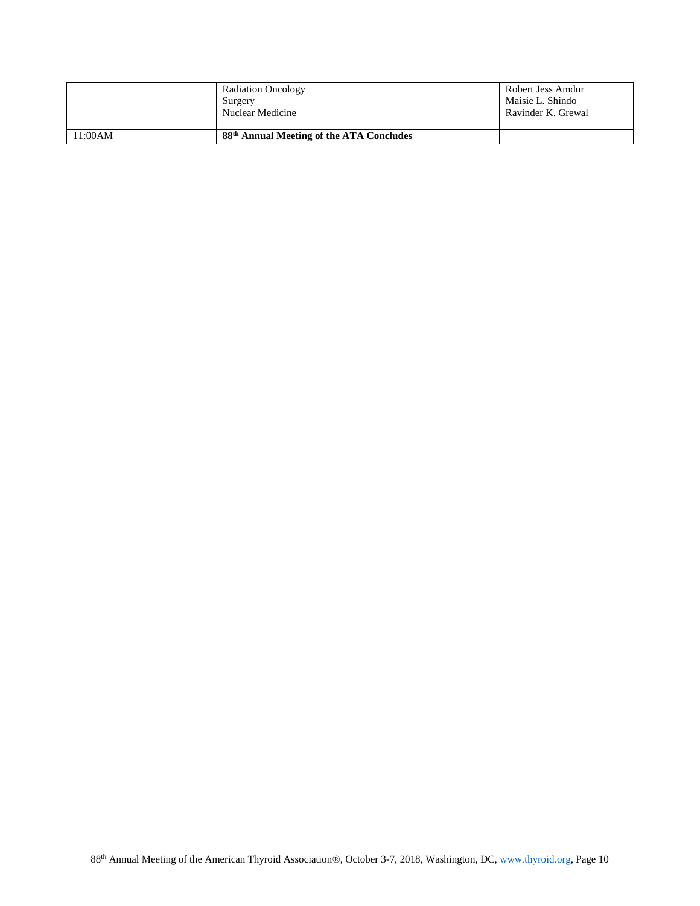| | | |
|---|---|---|
| | Radiation Oncology<br>Surgery<br>Nuclear Medicine | Robert Jess Amdur<br>Maisie L. Shindo<br>Ravinder K. Grewal |
| 11:00AM | **88th Annual Meeting of the ATA Concludes** | |